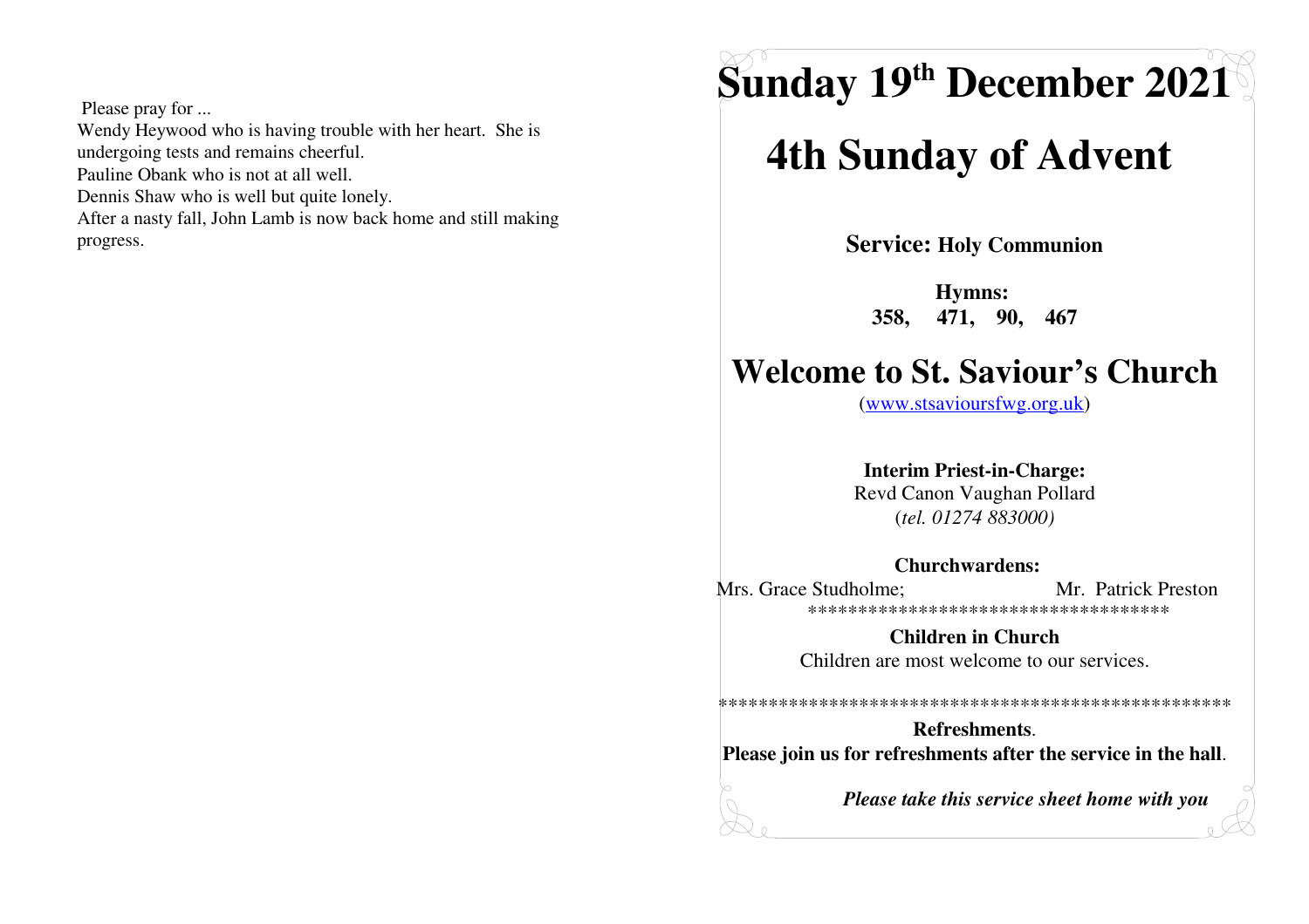Please pray for ...

Wendy Heywood who is having trouble with her heart. She is undergoing tests and remains cheerful.

Pauline Obank who is not at all well.

Dennis Shaw who is well but quite lonely.

After a nasty fall, John Lamb is now back home and still making progress.

# Sunday 19th December 2021

# 4th Sunday of Advent

**Service: Holy Communion**

**Hymns:**
**358, 471, 90, 467**

# Welcome to St. Saviour's Church

(www.stsavioursfwg.org.uk)

**Interim Priest-in-Charge:**
Revd Canon Vaughan Pollard
(*tel. 01274 883000)*

**Churchwardens:**
Mrs. Grace Studholme; Mr. Patrick Preston

************************************

**Children in Church**
Children are most welcome to our services.

***************************************************

**Refreshments**.
**Please join us for refreshments after the service in the hall**.

***Please take this service sheet home with you***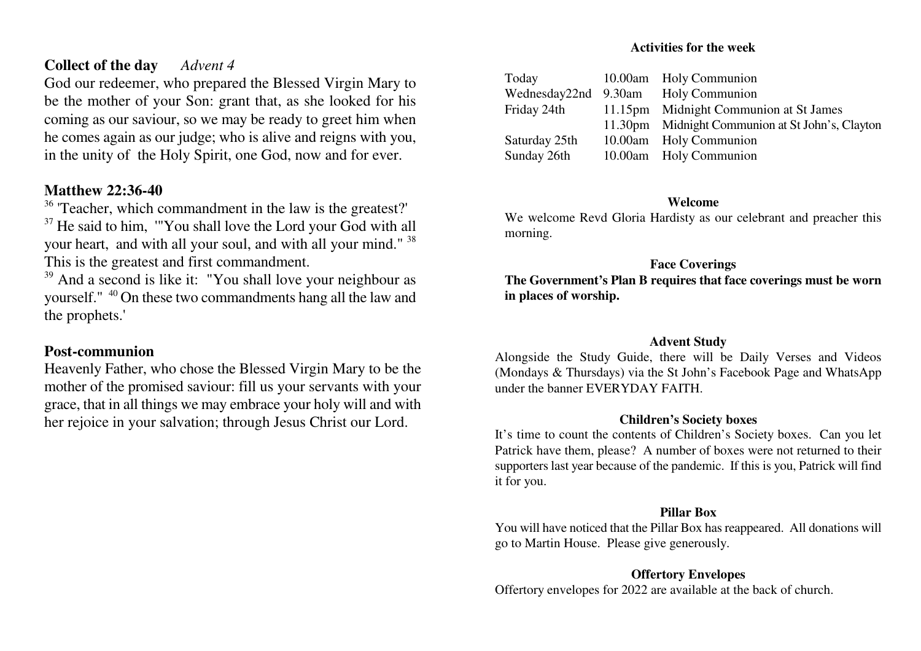**Collect of the day** *Advent 4*

God our redeemer, who prepared the Blessed Virgin Mary to be the mother of your Son: grant that, as she looked for his coming as our saviour, so we may be ready to greet him when he comes again as our judge; who is alive and reigns with you, in the unity of the Holy Spirit, one God, now and for ever.

## Matthew 22:36-40

[36] 'Teacher, which commandment in the law is the greatest?' [37] He said to him, '"You shall love the Lord your God with all your heart, and with all your soul, and with all your mind." [38] This is the greatest and first commandment.

[39] And a second is like it: "You shall love your neighbour as yourself." [40] On these two commandments hang all the law and the prophets.'

## Post-communion

Heavenly Father, who chose the Blessed Virgin Mary to be the mother of the promised saviour: fill us your servants with your grace, that in all things we may embrace your holy will and with her rejoice in your salvation; through Jesus Christ our Lord.

**Activities for the week**

| | | |
|---|---|---|
| Today | 10.00am | Holy Communion |
| Wednesday22nd | 9.30am | Holy Communion |
| Friday 24th | 11.15pm | Midnight Communion at St James |
| | 11.30pm | Midnight Communion at St John's, Clayton |
| Saturday 25th | 10.00am | Holy Communion |
| Sunday 26th | 10.00am | Holy Communion |

**Welcome**

We welcome Revd Gloria Hardisty as our celebrant and preacher this morning.

**Face Coverings**

**The Government's Plan B requires that face coverings must be worn in places of worship.**

**Advent Study**

Alongside the Study Guide, there will be Daily Verses and Videos (Mondays & Thursdays) via the St John's Facebook Page and WhatsApp under the banner EVERYDAY FAITH.

**Children's Society boxes**

It's time to count the contents of Children's Society boxes. Can you let Patrick have them, please? A number of boxes were not returned to their supporters last year because of the pandemic. If this is you, Patrick will find it for you.

**Pillar Box**

You will have noticed that the Pillar Box has reappeared. All donations will go to Martin House. Please give generously.

**Offertory Envelopes**

Offertory envelopes for 2022 are available at the back of church.